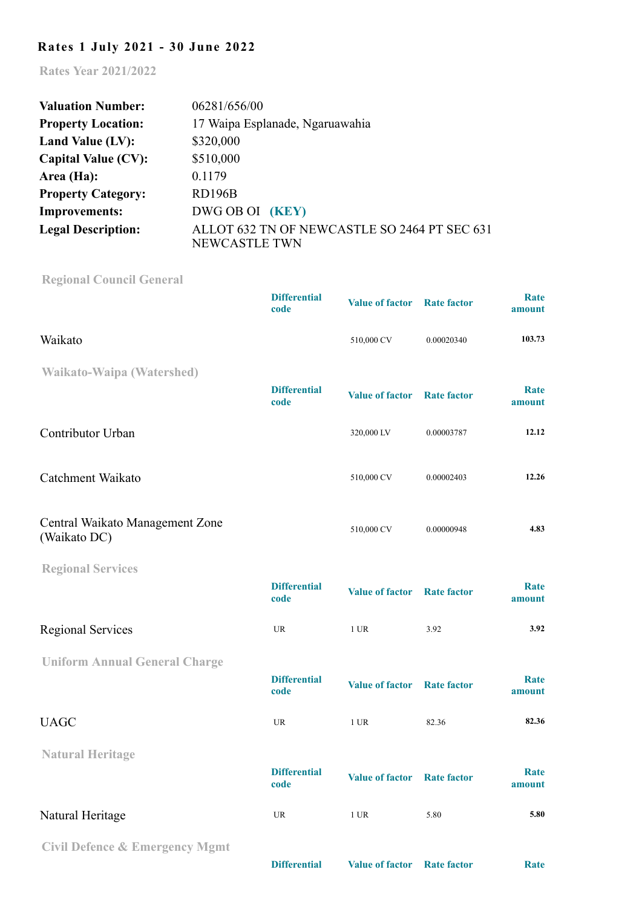## Rates 1 July 2021 - 30 June 2022

### Rates Year 2021/2022

| | |
|---|---|
| **Valuation Number:** | 06281/656/00 |
| **Property Location:** | 17 Waipa Esplanade, Ngaruawahia |
| **Land Value (LV):** | $320,000 |
| **Capital Value (CV):** | $510,000 |
| **Area (Ha):** | 0.1179 |
| **Property Category:** | RD196B |
| **Improvements:** | DWG OB OI **(KEY)** |
| **Legal Description:** | ALLOT 632 TN OF NEWCASTLE SO 2464 PT SEC 631 NEWCASTLE TWN |

### Regional Council General

| | Differential code | Value of factor | Rate factor | Rate amount |
|---|---|---|---|---|
| Waikato | | 510,000 CV | 0.00020340 | **103.73** |

### Waikato-Waipa (Watershed)

| | Differential code | Value of factor | Rate factor | Rate amount |
|---|---|---|---|---|
| Contributor Urban | | 320,000 LV | 0.00003787 | **12.12** |
| Catchment Waikato | | 510,000 CV | 0.00002403 | **12.26** |
| Central Waikato Management Zone (Waikato DC) | | 510,000 CV | 0.00000948 | **4.83** |

### Regional Services

| | Differential code | Value of factor | Rate factor | Rate amount |
|---|---|---|---|---|
| Regional Services | UR | 1 UR | 3.92 | **3.92** |

### Uniform Annual General Charge

| | Differential code | Value of factor | Rate factor | Rate amount |
|---|---|---|---|---|
| UAGC | UR | 1 UR | 82.36 | **82.36** |

### Natural Heritage

| | Differential code | Value of factor | Rate factor | Rate amount |
|---|---|---|---|---|
| Natural Heritage | UR | 1 UR | 5.80 | **5.80** |

### Civil Defence & Emergency Mgmt

| | Differential | Value of factor | Rate factor | Rate |
|---|---|---|---|---|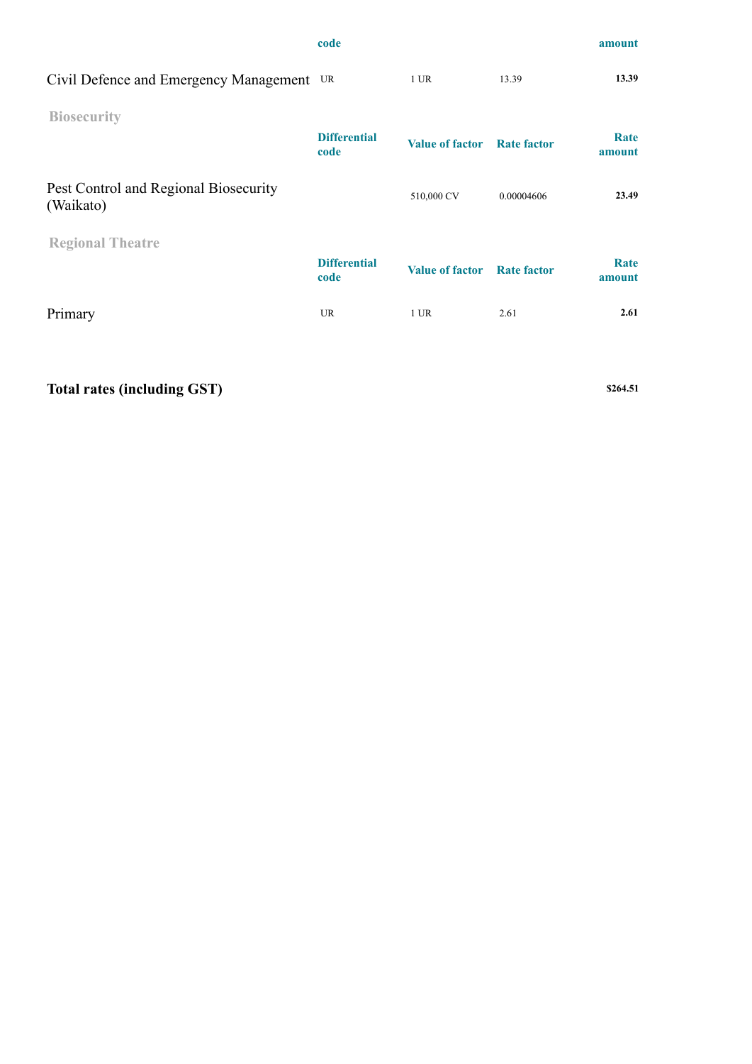| | Differential code | Value of factor | Rate factor | Rate amount |
| --- | --- | --- | --- | --- |
| Civil Defence and Emergency Management | UR | 1 UR | 13.39 | **13.39** |

### Biosecurity

| | Differential code | Value of factor | Rate factor | Rate amount |
| --- | --- | --- | --- | --- |
| Pest Control and Regional Biosecurity (Waikato) | | 510,000 CV | 0.00004606 | **23.49** |

### Regional Theatre

| | Differential code | Value of factor | Rate factor | Rate amount |
| --- | --- | --- | --- | --- |
| Primary | UR | 1 UR | 2.61 | **2.61** |

**Total rates (including GST)** **$264.51**